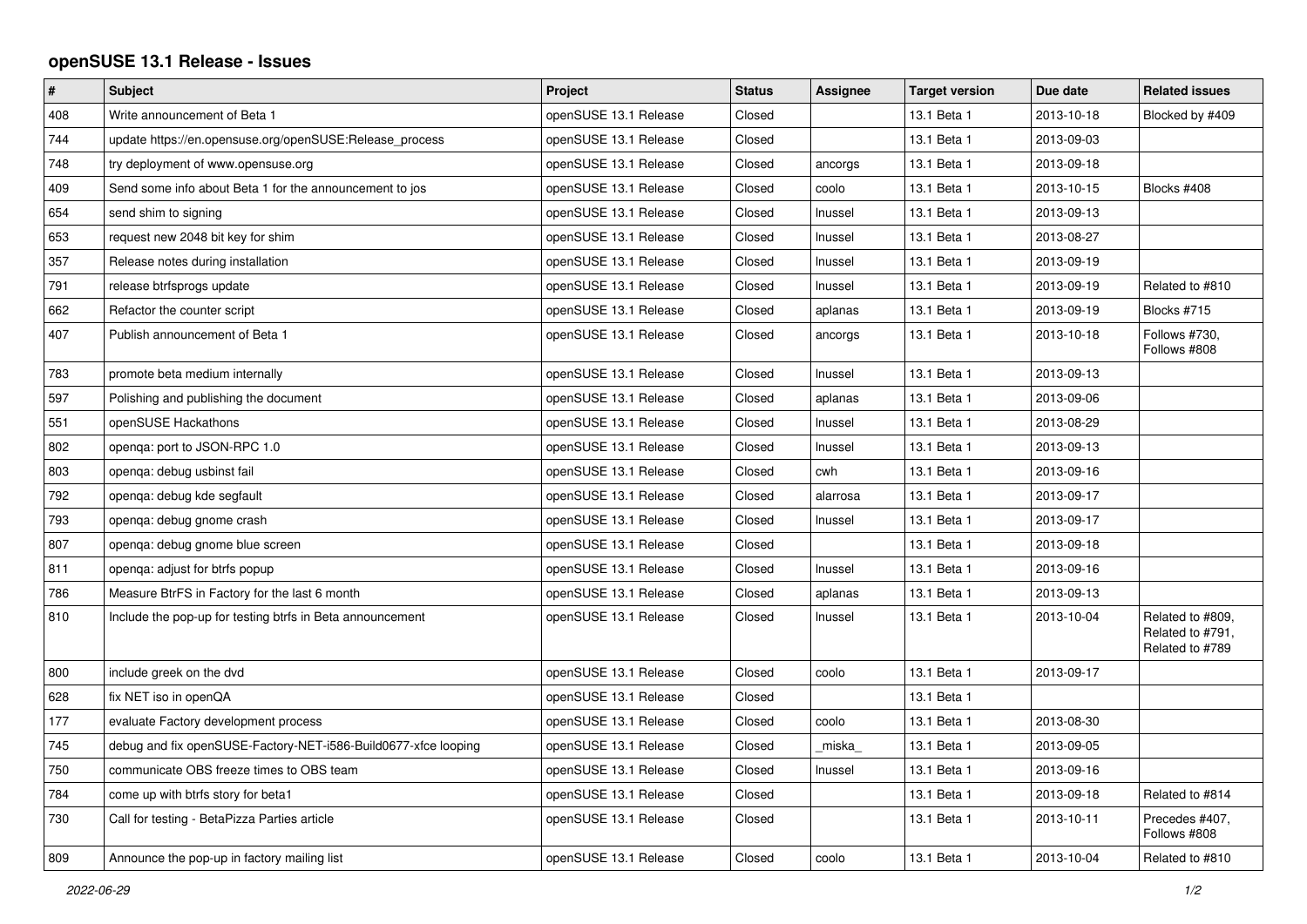# openSUSE 13.1 Release - Issues

| # | Subject | Project | Status | Assignee | Target version | Due date | Related issues |
|---|---|---|---|---|---|---|---|
| 408 | Write announcement of Beta 1 | openSUSE 13.1 Release | Closed | | 13.1 Beta 1 | 2013-10-18 | Blocked by #409 |
| 744 | update https://en.opensuse.org/openSUSE:Release_process | openSUSE 13.1 Release | Closed | | 13.1 Beta 1 | 2013-09-03 | |
| 748 | try deployment of www.opensuse.org | openSUSE 13.1 Release | Closed | ancorgs | 13.1 Beta 1 | 2013-09-18 | |
| 409 | Send some info about Beta 1 for the announcement to jos | openSUSE 13.1 Release | Closed | coolo | 13.1 Beta 1 | 2013-10-15 | Blocks #408 |
| 654 | send shim to signing | openSUSE 13.1 Release | Closed | lnussel | 13.1 Beta 1 | 2013-09-13 | |
| 653 | request new 2048 bit key for shim | openSUSE 13.1 Release | Closed | lnussel | 13.1 Beta 1 | 2013-08-27 | |
| 357 | Release notes during installation | openSUSE 13.1 Release | Closed | lnussel | 13.1 Beta 1 | 2013-09-19 | |
| 791 | release btrfsprogs update | openSUSE 13.1 Release | Closed | lnussel | 13.1 Beta 1 | 2013-09-19 | Related to #810 |
| 662 | Refactor the counter script | openSUSE 13.1 Release | Closed | aplanas | 13.1 Beta 1 | 2013-09-19 | Blocks #715 |
| 407 | Publish announcement of Beta 1 | openSUSE 13.1 Release | Closed | ancorgs | 13.1 Beta 1 | 2013-10-18 | Follows #730, Follows #808 |
| 783 | promote beta medium internally | openSUSE 13.1 Release | Closed | lnussel | 13.1 Beta 1 | 2013-09-13 | |
| 597 | Polishing and publishing the document | openSUSE 13.1 Release | Closed | aplanas | 13.1 Beta 1 | 2013-09-06 | |
| 551 | openSUSE Hackathons | openSUSE 13.1 Release | Closed | lnussel | 13.1 Beta 1 | 2013-08-29 | |
| 802 | openqa: port to JSON-RPC 1.0 | openSUSE 13.1 Release | Closed | lnussel | 13.1 Beta 1 | 2013-09-13 | |
| 803 | openqa: debug usbinst fail | openSUSE 13.1 Release | Closed | cwh | 13.1 Beta 1 | 2013-09-16 | |
| 792 | openqa: debug kde segfault | openSUSE 13.1 Release | Closed | alarrosa | 13.1 Beta 1 | 2013-09-17 | |
| 793 | openqa: debug gnome crash | openSUSE 13.1 Release | Closed | lnussel | 13.1 Beta 1 | 2013-09-17 | |
| 807 | openqa: debug gnome blue screen | openSUSE 13.1 Release | Closed | | 13.1 Beta 1 | 2013-09-18 | |
| 811 | openqa: adjust for btrfs popup | openSUSE 13.1 Release | Closed | lnussel | 13.1 Beta 1 | 2013-09-16 | |
| 786 | Measure BtrFS in Factory for the last 6 month | openSUSE 13.1 Release | Closed | aplanas | 13.1 Beta 1 | 2013-09-13 | |
| 810 | Include the pop-up for testing btrfs in Beta announcement | openSUSE 13.1 Release | Closed | lnussel | 13.1 Beta 1 | 2013-10-04 | Related to #809, Related to #791, Related to #789 |
| 800 | include greek on the dvd | openSUSE 13.1 Release | Closed | coolo | 13.1 Beta 1 | 2013-09-17 | |
| 628 | fix NET iso in openQA | openSUSE 13.1 Release | Closed | | 13.1 Beta 1 | | |
| 177 | evaluate Factory development process | openSUSE 13.1 Release | Closed | coolo | 13.1 Beta 1 | 2013-08-30 | |
| 745 | debug and fix openSUSE-Factory-NET-i586-Build0677-xfce looping | openSUSE 13.1 Release | Closed | _miska_ | 13.1 Beta 1 | 2013-09-05 | |
| 750 | communicate OBS freeze times to OBS team | openSUSE 13.1 Release | Closed | lnussel | 13.1 Beta 1 | 2013-09-16 | |
| 784 | come up with btrfs story for beta1 | openSUSE 13.1 Release | Closed | | 13.1 Beta 1 | 2013-09-18 | Related to #814 |
| 730 | Call for testing - BetaPizza Parties article | openSUSE 13.1 Release | Closed | | 13.1 Beta 1 | 2013-10-11 | Precedes #407, Follows #808 |
| 809 | Announce the pop-up in factory mailing list | openSUSE 13.1 Release | Closed | coolo | 13.1 Beta 1 | 2013-10-04 | Related to #810 |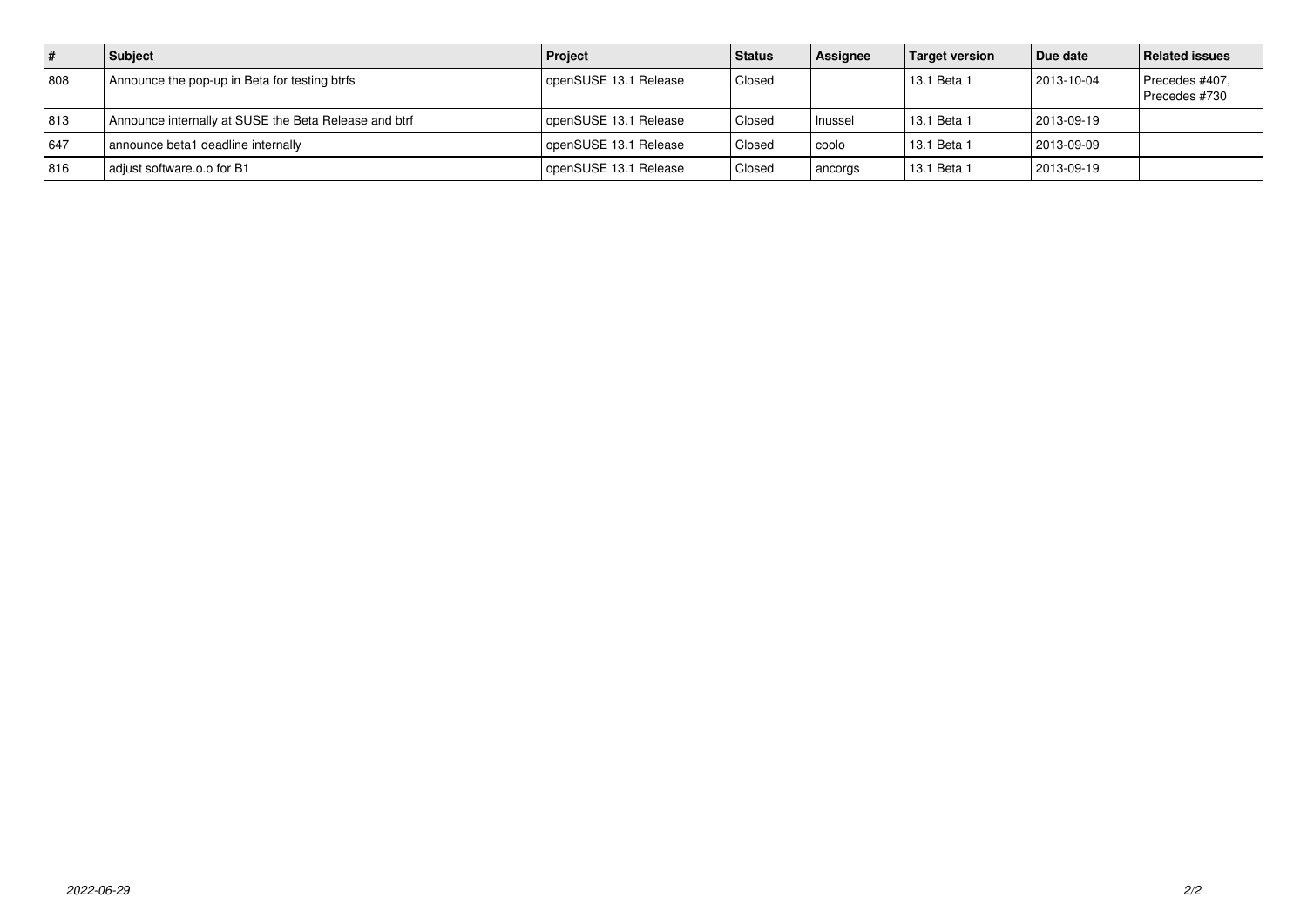| # | Subject | Project | Status | Assignee | Target version | Due date | Related issues |
|---|---|---|---|---|---|---|---|
| 808 | Announce the pop-up in Beta for testing btrfs | openSUSE 13.1 Release | Closed | | 13.1 Beta 1 | 2013-10-04 | Precedes #407, Precedes #730 |
| 813 | Announce internally at SUSE the Beta Release and btrf | openSUSE 13.1 Release | Closed | lnussel | 13.1 Beta 1 | 2013-09-19 | |
| 647 | announce beta1 deadline internally | openSUSE 13.1 Release | Closed | coolo | 13.1 Beta 1 | 2013-09-09 | |
| 816 | adjust software.o.o for B1 | openSUSE 13.1 Release | Closed | ancorgs | 13.1 Beta 1 | 2013-09-19 | |

*2022-06-29*